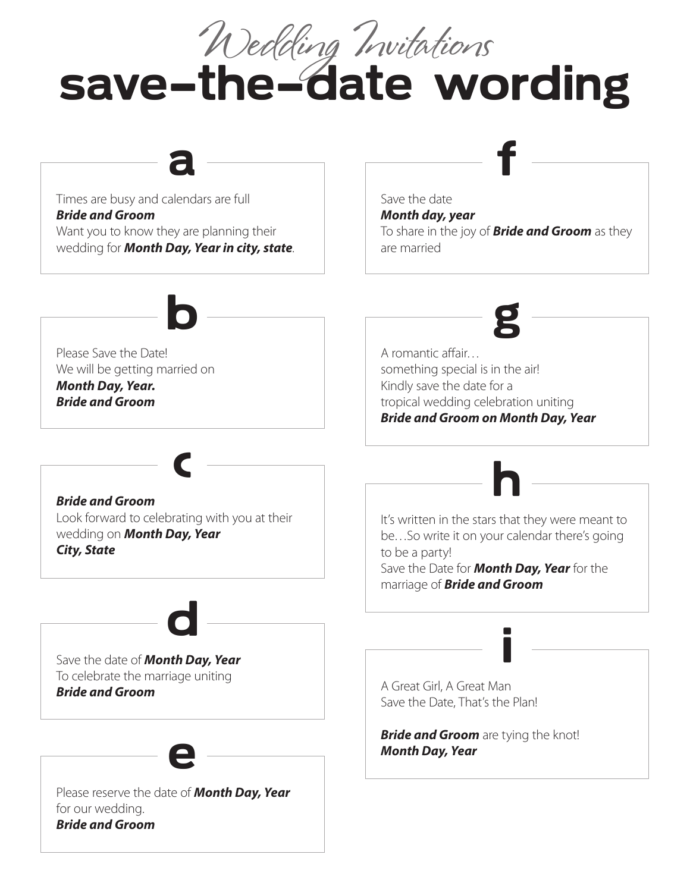# Wedding Invitations

## save-the-date wording

### a

Times are busy and calendars are full  
***Bride and Groom***  
Want you to know they are planning their wedding for ***Month Day, Year in city, state***.

### b

Please Save the Date!  
We will be getting married on  
***Month Day, Year.***  
***Bride and Groom***

### c

***Bride and Groom***  
Look forward to celebrating with you at their wedding on ***Month Day, Year***  
***City, State***

### d

Save the date of ***Month Day, Year***  
To celebrate the marriage uniting  
***Bride and Groom***

### e

Please reserve the date of ***Month Day, Year*** for our wedding.  
***Bride and Groom***

### f

Save the date  
***Month day, year***  
To share in the joy of ***Bride and Groom*** as they are married

### g

A romantic affair…  
something special is in the air!  
Kindly save the date for a  
tropical wedding celebration uniting  
***Bride and Groom on Month Day, Year***

### h

It's written in the stars that they were meant to be…So write it on your calendar there's going to be a party!  
Save the Date for ***Month Day, Year*** for the marriage of ***Bride and Groom***

### i

A Great Girl, A Great Man  
Save the Date, That's the Plan!

***Bride and Groom*** are tying the knot!  
***Month Day, Year***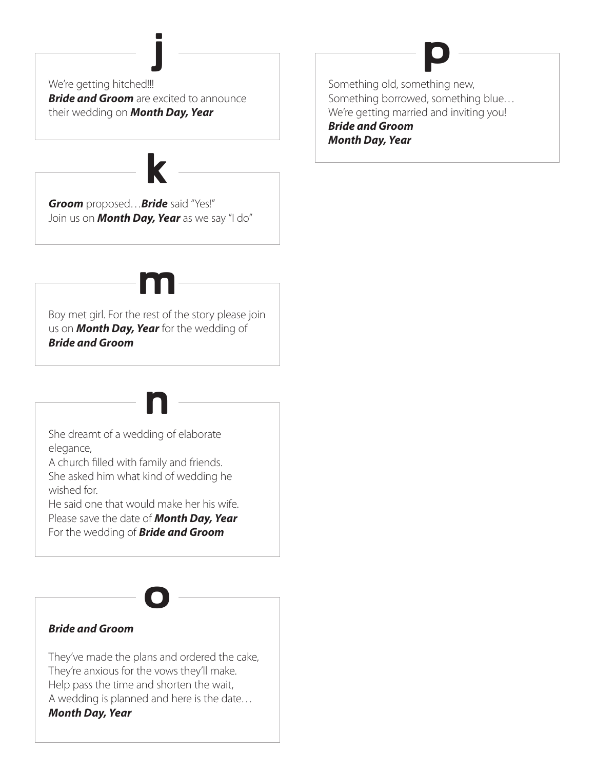## j

We're getting hitched!!!
***Bride and Groom*** are excited to announce their wedding on ***Month Day, Year***

## k

***Groom*** proposed…***Bride*** said "Yes!"
Join us on ***Month Day, Year*** as we say "I do"

## m

Boy met girl. For the rest of the story please join us on ***Month Day, Year*** for the wedding of ***Bride and Groom***

## n

She dreamt of a wedding of elaborate elegance,
A church filled with family and friends.
She asked him what kind of wedding he wished for.
He said one that would make her his wife.
Please save the date of ***Month Day, Year***
For the wedding of ***Bride and Groom***

## o

***Bride and Groom***

They've made the plans and ordered the cake,
They're anxious for the vows they'll make.
Help pass the time and shorten the wait,
A wedding is planned and here is the date…
***Month Day, Year***

## p

Something old, something new,
Something borrowed, something blue…
We're getting married and inviting you!
***Bride and Groom***
***Month Day, Year***